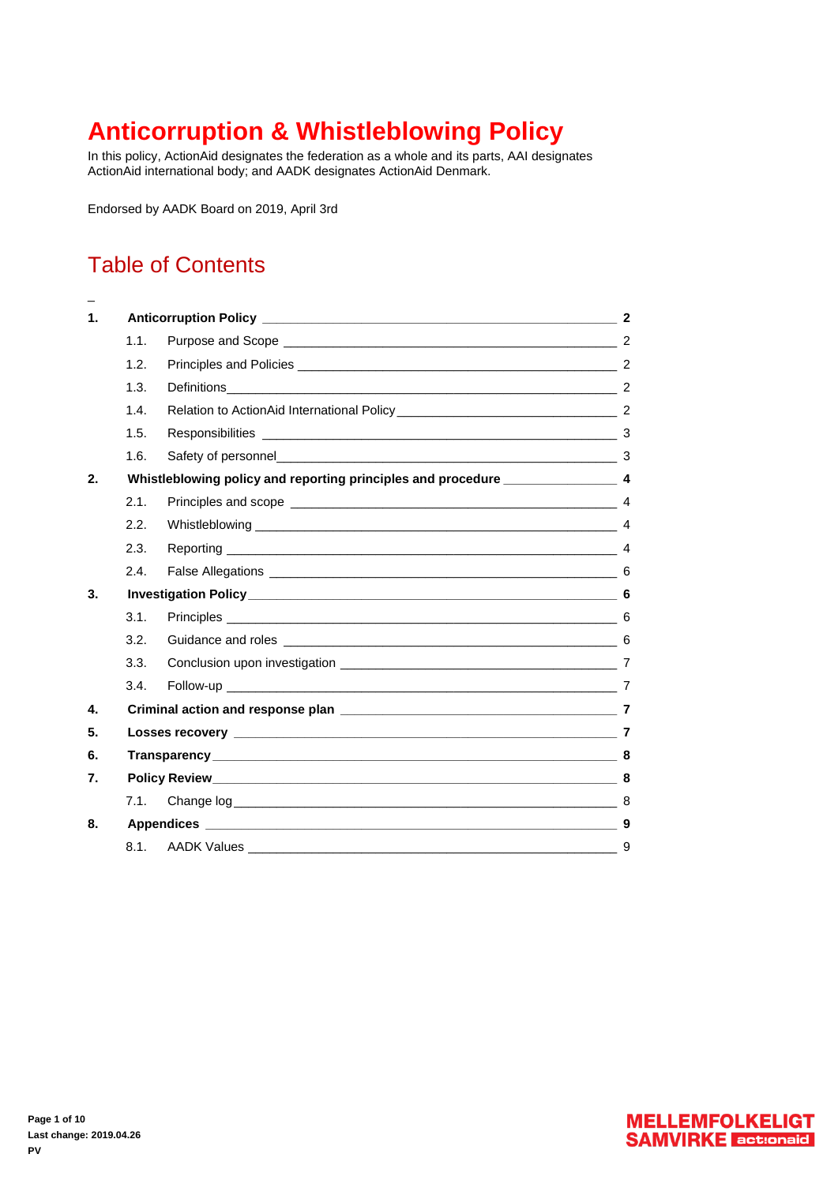# Anticorruption & Whistleblowing Policy

In this policy, ActionAid designates the federation as a whole and its parts, AAI designates ActionAid international body; and AADK designates ActionAid Denmark.

Endorsed by AADK Board on 2019, April 3rd

## Table of Contents

**1. Anticorruption Policy** — **2**

- 1.1. Purpose and Scope — 2
- 1.2. Principles and Policies — 2
- 1.3. Definitions — 2
- 1.4. Relation to ActionAid International Policy — 2
- 1.5. Responsibilities — 3
- 1.6. Safety of personnel — 3

**2. Whistleblowing policy and reporting principles and procedure** — **4**

- 2.1. Principles and scope — 4
- 2.2. Whistleblowing — 4
- 2.3. Reporting — 4
- 2.4. False Allegations — 6

**3. Investigation Policy** — **6**

- 3.1. Principles — 6
- 3.2. Guidance and roles — 6
- 3.3. Conclusion upon investigation — 7
- 3.4. Follow-up — 7

**4. Criminal action and response plan** — **7**

**5. Losses recovery** — **7**

**6. Transparency** — **8**

**7. Policy Review** — **8**

- 7.1. Change log — 8

**8. Appendices** — **9**

- 8.1. AADK Values — 9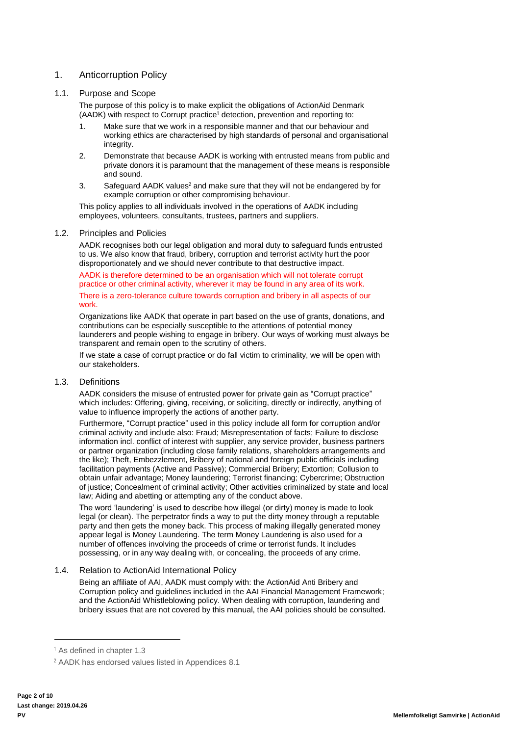# 1. Anticorruption Policy

## 1.1. Purpose and Scope

The purpose of this policy is to make explicit the obligations of ActionAid Denmark (AADK) with respect to Corrupt practice[1] detection, prevention and reporting to:

1. Make sure that we work in a responsible manner and that our behaviour and working ethics are characterised by high standards of personal and organisational integrity.
2. Demonstrate that because AADK is working with entrusted means from public and private donors it is paramount that the management of these means is responsible and sound.
3. Safeguard AADK values[2] and make sure that they will not be endangered by for example corruption or other compromising behaviour.

This policy applies to all individuals involved in the operations of AADK including employees, volunteers, consultants, trustees, partners and suppliers.

## 1.2. Principles and Policies

AADK recognises both our legal obligation and moral duty to safeguard funds entrusted to us. We also know that fraud, bribery, corruption and terrorist activity hurt the poor disproportionately and we should never contribute to that destructive impact.

AADK is therefore determined to be an organisation which will not tolerate corrupt practice or other criminal activity, wherever it may be found in any area of its work.

There is a zero-tolerance culture towards corruption and bribery in all aspects of our work.

Organizations like AADK that operate in part based on the use of grants, donations, and contributions can be especially susceptible to the attentions of potential money launderers and people wishing to engage in bribery. Our ways of working must always be transparent and remain open to the scrutiny of others.

If we state a case of corrupt practice or do fall victim to criminality, we will be open with our stakeholders.

## 1.3. Definitions

AADK considers the misuse of entrusted power for private gain as "Corrupt practice" which includes: Offering, giving, receiving, or soliciting, directly or indirectly, anything of value to influence improperly the actions of another party.

Furthermore, "Corrupt practice" used in this policy include all form for corruption and/or criminal activity and include also: Fraud; Misrepresentation of facts; Failure to disclose information incl. conflict of interest with supplier, any service provider, business partners or partner organization (including close family relations, shareholders arrangements and the like); Theft, Embezzlement, Bribery of national and foreign public officials including facilitation payments (Active and Passive); Commercial Bribery; Extortion; Collusion to obtain unfair advantage; Money laundering; Terrorist financing; Cybercrime; Obstruction of justice; Concealment of criminal activity; Other activities criminalized by state and local law; Aiding and abetting or attempting any of the conduct above.

The word 'laundering' is used to describe how illegal (or dirty) money is made to look legal (or clean). The perpetrator finds a way to put the dirty money through a reputable party and then gets the money back. This process of making illegally generated money appear legal is Money Laundering. The term Money Laundering is also used for a number of offences involving the proceeds of crime or terrorist funds. It includes possessing, or in any way dealing with, or concealing, the proceeds of any crime.

## 1.4. Relation to ActionAid International Policy

Being an affiliate of AAI, AADK must comply with: the ActionAid Anti Bribery and Corruption policy and guidelines included in the AAI Financial Management Framework; and the ActionAid Whistleblowing policy. When dealing with corruption, laundering and bribery issues that are not covered by this manual, the AAI policies should be consulted.

---

[1] As defined in chapter 1.3

[2] AADK has endorsed values listed in Appendices 8.1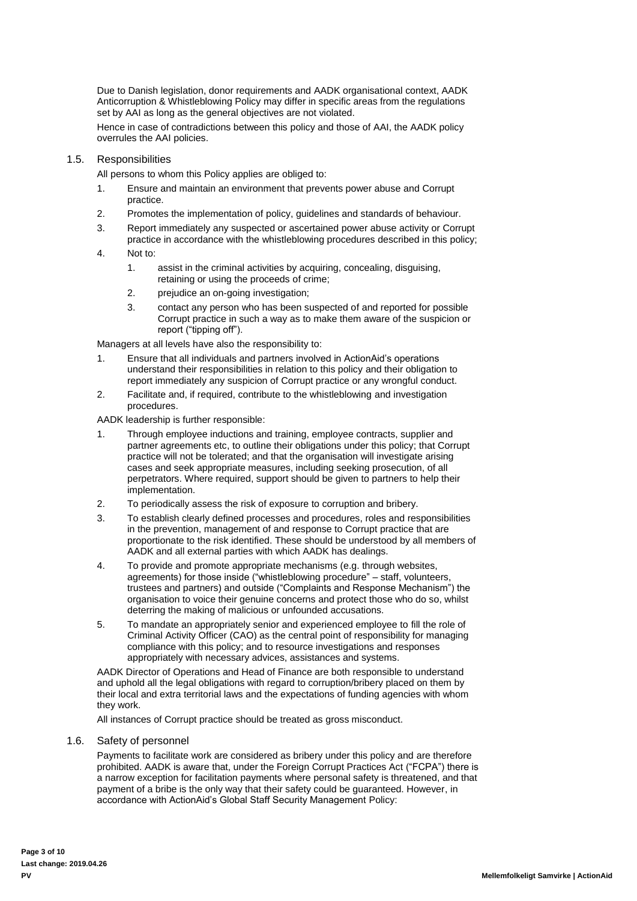Due to Danish legislation, donor requirements and AADK organisational context, AADK Anticorruption & Whistleblowing Policy may differ in specific areas from the regulations set by AAI as long as the general objectives are not violated.

Hence in case of contradictions between this policy and those of AAI, the AADK policy overrules the AAI policies.

## 1.5. Responsibilities

All persons to whom this Policy applies are obliged to:

1. Ensure and maintain an environment that prevents power abuse and Corrupt practice.
2. Promotes the implementation of policy, guidelines and standards of behaviour.
3. Report immediately any suspected or ascertained power abuse activity or Corrupt practice in accordance with the whistleblowing procedures described in this policy;
4. Not to:
    1. assist in the criminal activities by acquiring, concealing, disguising, retaining or using the proceeds of crime;
    2. prejudice an on-going investigation;
    3. contact any person who has been suspected of and reported for possible Corrupt practice in such a way as to make them aware of the suspicion or report ("tipping off").

Managers at all levels have also the responsibility to:

1. Ensure that all individuals and partners involved in ActionAid's operations understand their responsibilities in relation to this policy and their obligation to report immediately any suspicion of Corrupt practice or any wrongful conduct.
2. Facilitate and, if required, contribute to the whistleblowing and investigation procedures.

AADK leadership is further responsible:

1. Through employee inductions and training, employee contracts, supplier and partner agreements etc, to outline their obligations under this policy; that Corrupt practice will not be tolerated; and that the organisation will investigate arising cases and seek appropriate measures, including seeking prosecution, of all perpetrators. Where required, support should be given to partners to help their implementation.
2. To periodically assess the risk of exposure to corruption and bribery.
3. To establish clearly defined processes and procedures, roles and responsibilities in the prevention, management of and response to Corrupt practice that are proportionate to the risk identified. These should be understood by all members of AADK and all external parties with which AADK has dealings.
4. To provide and promote appropriate mechanisms (e.g. through websites, agreements) for those inside ("whistleblowing procedure" – staff, volunteers, trustees and partners) and outside ("Complaints and Response Mechanism") the organisation to voice their genuine concerns and protect those who do so, whilst deterring the making of malicious or unfounded accusations.
5. To mandate an appropriately senior and experienced employee to fill the role of Criminal Activity Officer (CAO) as the central point of responsibility for managing compliance with this policy; and to resource investigations and responses appropriately with necessary advices, assistances and systems.

AADK Director of Operations and Head of Finance are both responsible to understand and uphold all the legal obligations with regard to corruption/bribery placed on them by their local and extra territorial laws and the expectations of funding agencies with whom they work.

All instances of Corrupt practice should be treated as gross misconduct.

## 1.6. Safety of personnel

Payments to facilitate work are considered as bribery under this policy and are therefore prohibited. AADK is aware that, under the Foreign Corrupt Practices Act ("FCPA") there is a narrow exception for facilitation payments where personal safety is threatened, and that payment of a bribe is the only way that their safety could be guaranteed. However, in accordance with ActionAid's Global Staff Security Management Policy: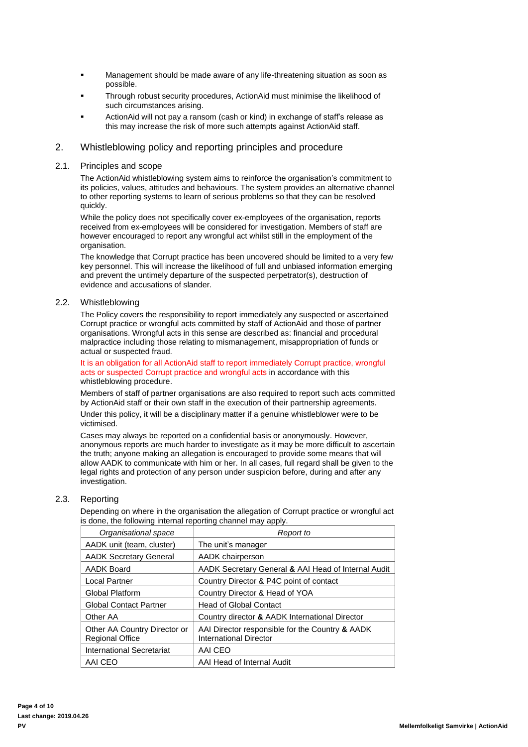- Management should be made aware of any life-threatening situation as soon as possible.
- Through robust security procedures, ActionAid must minimise the likelihood of such circumstances arising.
- ActionAid will not pay a ransom (cash or kind) in exchange of staff's release as this may increase the risk of more such attempts against ActionAid staff.

## 2. Whistleblowing policy and reporting principles and procedure

### 2.1. Principles and scope

The ActionAid whistleblowing system aims to reinforce the organisation's commitment to its policies, values, attitudes and behaviours. The system provides an alternative channel to other reporting systems to learn of serious problems so that they can be resolved quickly.

While the policy does not specifically cover ex-employees of the organisation, reports received from ex-employees will be considered for investigation. Members of staff are however encouraged to report any wrongful act whilst still in the employment of the organisation.

The knowledge that Corrupt practice has been uncovered should be limited to a very few key personnel. This will increase the likelihood of full and unbiased information emerging and prevent the untimely departure of the suspected perpetrator(s), destruction of evidence and accusations of slander.

### 2.2. Whistleblowing

The Policy covers the responsibility to report immediately any suspected or ascertained Corrupt practice or wrongful acts committed by staff of ActionAid and those of partner organisations. Wrongful acts in this sense are described as: financial and procedural malpractice including those relating to mismanagement, misappropriation of funds or actual or suspected fraud.

It is an obligation for all ActionAid staff to report immediately Corrupt practice, wrongful acts or suspected Corrupt practice and wrongful acts in accordance with this whistleblowing procedure.

Members of staff of partner organisations are also required to report such acts committed by ActionAid staff or their own staff in the execution of their partnership agreements.

Under this policy, it will be a disciplinary matter if a genuine whistleblower were to be victimised.

Cases may always be reported on a confidential basis or anonymously. However, anonymous reports are much harder to investigate as it may be more difficult to ascertain the truth; anyone making an allegation is encouraged to provide some means that will allow AADK to communicate with him or her. In all cases, full regard shall be given to the legal rights and protection of any person under suspicion before, during and after any investigation.

### 2.3. Reporting

Depending on where in the organisation the allegation of Corrupt practice or wrongful act is done, the following internal reporting channel may apply.

| *Organisational space* | *Report to* |
|---|---|
| AADK unit (team, cluster) | The unit's manager |
| AADK Secretary General | AADK chairperson |
| AADK Board | AADK Secretary General **&** AAI Head of Internal Audit |
| Local Partner | Country Director & P4C point of contact |
| Global Platform | Country Director & Head of YOA |
| Global Contact Partner | Head of Global Contact |
| Other AA | Country director **&** AADK International Director |
| Other AA Country Director or Regional Office | AAI Director responsible for the Country **&** AADK International Director |
| International Secretariat | AAI CEO |
| AAI CEO | AAI Head of Internal Audit |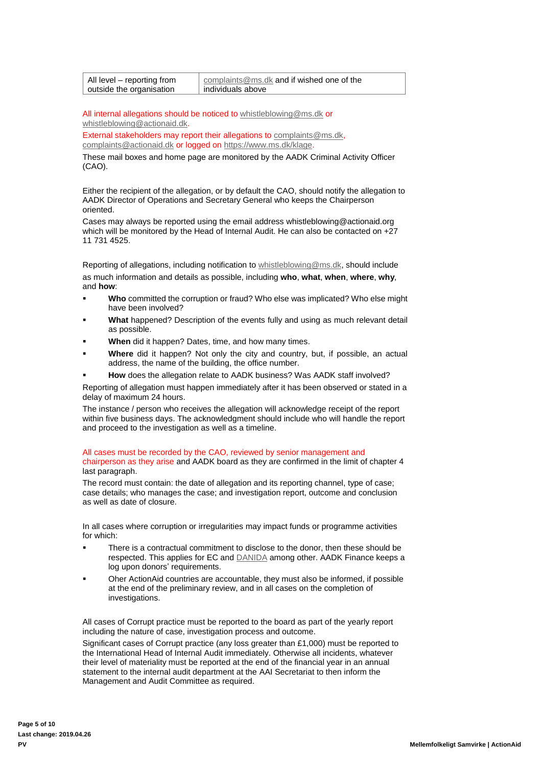| All level – reporting from outside the organisation | complaints@ms.dk and if wished one of the individuals above |
|---|---|

All internal allegations should be noticed to whistleblowing@ms.dk or whistleblowing@actionaid.dk.

External stakeholders may report their allegations to complaints@ms.dk, complaints@actionaid.dk or logged on https://www.ms.dk/klage.

These mail boxes and home page are monitored by the AADK Criminal Activity Officer (CAO).

Either the recipient of the allegation, or by default the CAO, should notify the allegation to AADK Director of Operations and Secretary General who keeps the Chairperson oriented.

Cases may always be reported using the email address whistleblowing@actionaid.org which will be monitored by the Head of Internal Audit. He can also be contacted on +27 11 731 4525.

Reporting of allegations, including notification to whistleblowing@ms.dk, should include as much information and details as possible, including **who**, **what**, **when**, **where**, **why**, and **how**:

- **Who** committed the corruption or fraud? Who else was implicated? Who else might have been involved?
- **What** happened? Description of the events fully and using as much relevant detail as possible.
- **When** did it happen? Dates, time, and how many times.
- **Where** did it happen? Not only the city and country, but, if possible, an actual address, the name of the building, the office number.
- **How** does the allegation relate to AADK business? Was AADK staff involved?

Reporting of allegation must happen immediately after it has been observed or stated in a delay of maximum 24 hours.

The instance / person who receives the allegation will acknowledge receipt of the report within five business days. The acknowledgment should include who will handle the report and proceed to the investigation as well as a timeline.

All cases must be recorded by the CAO, reviewed by senior management and chairperson as they arise and AADK board as they are confirmed in the limit of chapter 4 last paragraph.

The record must contain: the date of allegation and its reporting channel, type of case; case details; who manages the case; and investigation report, outcome and conclusion as well as date of closure.

In all cases where corruption or irregularities may impact funds or programme activities for which:

- There is a contractual commitment to disclose to the donor, then these should be respected. This applies for EC and DANIDA among other. AADK Finance keeps a log upon donors' requirements.
- Oher ActionAid countries are accountable, they must also be informed, if possible at the end of the preliminary review, and in all cases on the completion of investigations.

All cases of Corrupt practice must be reported to the board as part of the yearly report including the nature of case, investigation process and outcome.

Significant cases of Corrupt practice (any loss greater than £1,000) must be reported to the International Head of Internal Audit immediately. Otherwise all incidents, whatever their level of materiality must be reported at the end of the financial year in an annual statement to the internal audit department at the AAI Secretariat to then inform the Management and Audit Committee as required.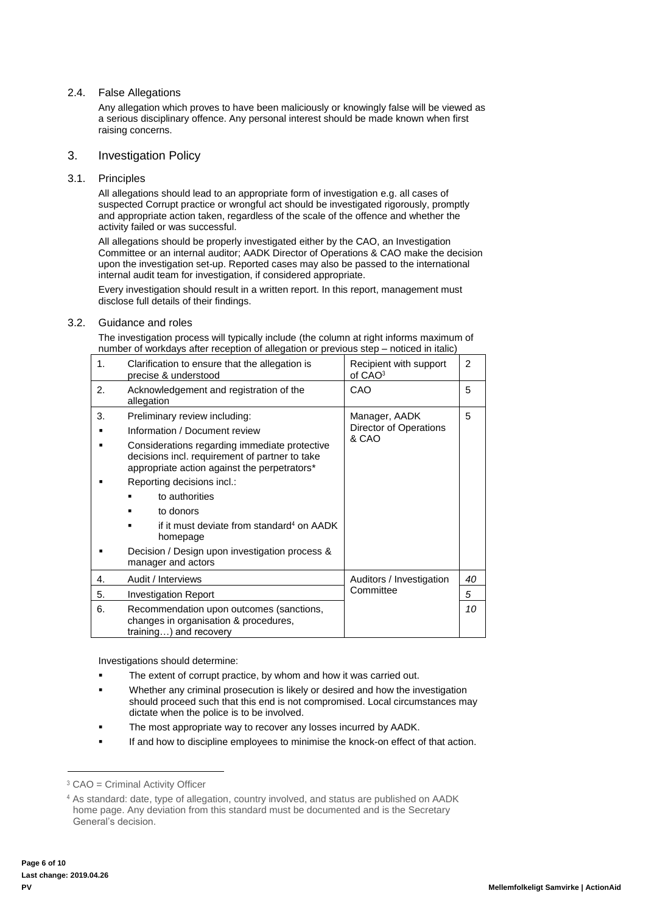### 2.4. False Allegations

Any allegation which proves to have been maliciously or knowingly false will be viewed as a serious disciplinary offence. Any personal interest should be made known when first raising concerns.

## 3. Investigation Policy

### 3.1. Principles

All allegations should lead to an appropriate form of investigation e.g. all cases of suspected Corrupt practice or wrongful act should be investigated rigorously, promptly and appropriate action taken, regardless of the scale of the offence and whether the activity failed or was successful.

All allegations should be properly investigated either by the CAO, an Investigation Committee or an internal auditor; AADK Director of Operations & CAO make the decision upon the investigation set-up. Reported cases may also be passed to the international internal audit team for investigation, if considered appropriate.

Every investigation should result in a written report. In this report, management must disclose full details of their findings.

### 3.2. Guidance and roles

The investigation process will typically include (the column at right informs maximum of number of workdays after reception of allegation or previous step – noticed in italic)

| | | | |
|---|---|---|---|
| 1. | Clarification to ensure that the allegation is precise & understood | Recipient with support of CAO[3] | 2 |
| 2. | Acknowledgement and registration of the allegation | CAO | 5 |
| 3. | Preliminary review including:<br>▪ Information / Document review<br>▪ Considerations regarding immediate protective decisions incl. requirement of partner to take appropriate action against the perpetrators*<br>▪ Reporting decisions incl.:<br>  ▪ to authorities<br>  ▪ to donors<br>  ▪ if it must deviate from standard[4] on AADK homepage<br>▪ Decision / Design upon investigation process & manager and actors | Manager, AADK Director of Operations & CAO | 5 |
| 4. | Audit / Interviews | Auditors / Investigation Committee | *40* |
| 5. | Investigation Report | | *5* |
| 6. | Recommendation upon outcomes (sanctions, changes in organisation & procedures, training…) and recovery | | *10* |

Investigations should determine:

- The extent of corrupt practice, by whom and how it was carried out.
- Whether any criminal prosecution is likely or desired and how the investigation should proceed such that this end is not compromised. Local circumstances may dictate when the police is to be involved.
- The most appropriate way to recover any losses incurred by AADK.
- If and how to discipline employees to minimise the knock-on effect of that action.

---

[3] CAO = Criminal Activity Officer

[4] As standard: date, type of allegation, country involved, and status are published on AADK home page. Any deviation from this standard must be documented and is the Secretary General's decision.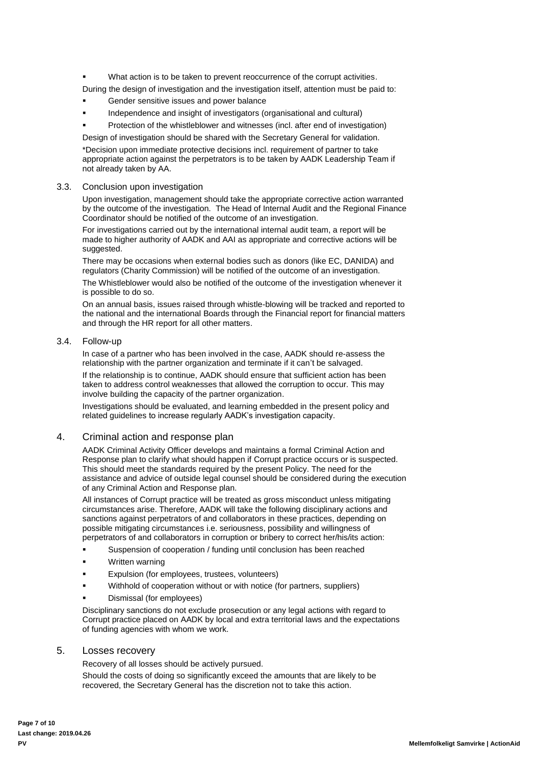- What action is to be taken to prevent reoccurrence of the corrupt activities.

During the design of investigation and the investigation itself, attention must be paid to:

- Gender sensitive issues and power balance
- Independence and insight of investigators (organisational and cultural)
- Protection of the whistleblower and witnesses (incl. after end of investigation)

Design of investigation should be shared with the Secretary General for validation.

*Decision upon immediate protective decisions incl. requirement of partner to take appropriate action against the perpetrators is to be taken by AADK Leadership Team if not already taken by AA.

### 3.3. Conclusion upon investigation

Upon investigation, management should take the appropriate corrective action warranted by the outcome of the investigation. The Head of Internal Audit and the Regional Finance Coordinator should be notified of the outcome of an investigation.

For investigations carried out by the international internal audit team, a report will be made to higher authority of AADK and AAI as appropriate and corrective actions will be suggested.

There may be occasions when external bodies such as donors (like EC, DANIDA) and regulators (Charity Commission) will be notified of the outcome of an investigation.

The Whistleblower would also be notified of the outcome of the investigation whenever it is possible to do so.

On an annual basis, issues raised through whistle-blowing will be tracked and reported to the national and the international Boards through the Financial report for financial matters and through the HR report for all other matters.

### 3.4. Follow-up

In case of a partner who has been involved in the case, AADK should re-assess the relationship with the partner organization and terminate if it can't be salvaged.

If the relationship is to continue, AADK should ensure that sufficient action has been taken to address control weaknesses that allowed the corruption to occur. This may involve building the capacity of the partner organization.

Investigations should be evaluated, and learning embedded in the present policy and related guidelines to increase regularly AADK's investigation capacity.

## 4. Criminal action and response plan

AADK Criminal Activity Officer develops and maintains a formal Criminal Action and Response plan to clarify what should happen if Corrupt practice occurs or is suspected. This should meet the standards required by the present Policy. The need for the assistance and advice of outside legal counsel should be considered during the execution of any Criminal Action and Response plan.

All instances of Corrupt practice will be treated as gross misconduct unless mitigating circumstances arise. Therefore, AADK will take the following disciplinary actions and sanctions against perpetrators of and collaborators in these practices, depending on possible mitigating circumstances i.e. seriousness, possibility and willingness of perpetrators of and collaborators in corruption or bribery to correct her/his/its action:

- Suspension of cooperation / funding until conclusion has been reached
- Written warning
- Expulsion (for employees, trustees, volunteers)
- Withhold of cooperation without or with notice (for partners, suppliers)
- Dismissal (for employees)

Disciplinary sanctions do not exclude prosecution or any legal actions with regard to Corrupt practice placed on AADK by local and extra territorial laws and the expectations of funding agencies with whom we work.

## 5. Losses recovery

Recovery of all losses should be actively pursued.

Should the costs of doing so significantly exceed the amounts that are likely to be recovered, the Secretary General has the discretion not to take this action.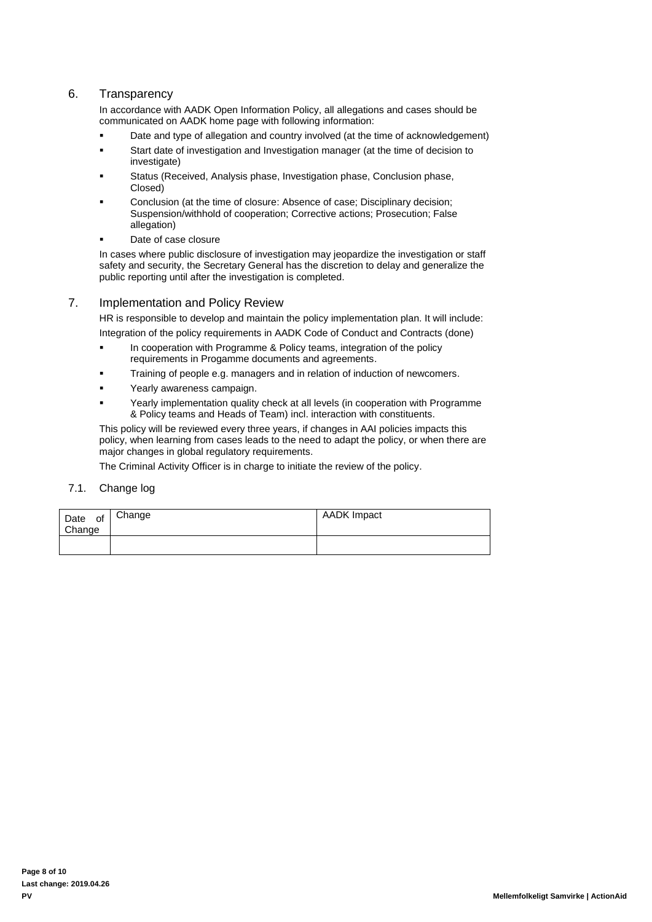## 6. Transparency

In accordance with AADK Open Information Policy, all allegations and cases should be communicated on AADK home page with following information:

- Date and type of allegation and country involved (at the time of acknowledgement)
- Start date of investigation and Investigation manager (at the time of decision to investigate)
- Status (Received, Analysis phase, Investigation phase, Conclusion phase, Closed)
- Conclusion (at the time of closure: Absence of case; Disciplinary decision; Suspension/withhold of cooperation; Corrective actions; Prosecution; False allegation)
- Date of case closure

In cases where public disclosure of investigation may jeopardize the investigation or staff safety and security, the Secretary General has the discretion to delay and generalize the public reporting until after the investigation is completed.

## 7. Implementation and Policy Review

HR is responsible to develop and maintain the policy implementation plan. It will include:

Integration of the policy requirements in AADK Code of Conduct and Contracts (done)

- In cooperation with Programme & Policy teams, integration of the policy requirements in Progamme documents and agreements.
- Training of people e.g. managers and in relation of induction of newcomers.
- Yearly awareness campaign.
- Yearly implementation quality check at all levels (in cooperation with Programme & Policy teams and Heads of Team) incl. interaction with constituents.

This policy will be reviewed every three years, if changes in AAI policies impacts this policy, when learning from cases leads to the need to adapt the policy, or when there are major changes in global regulatory requirements.

The Criminal Activity Officer is in charge to initiate the review of the policy.

### 7.1. Change log

| Date of Change | Change | AADK Impact |
|---|---|---|
| | | |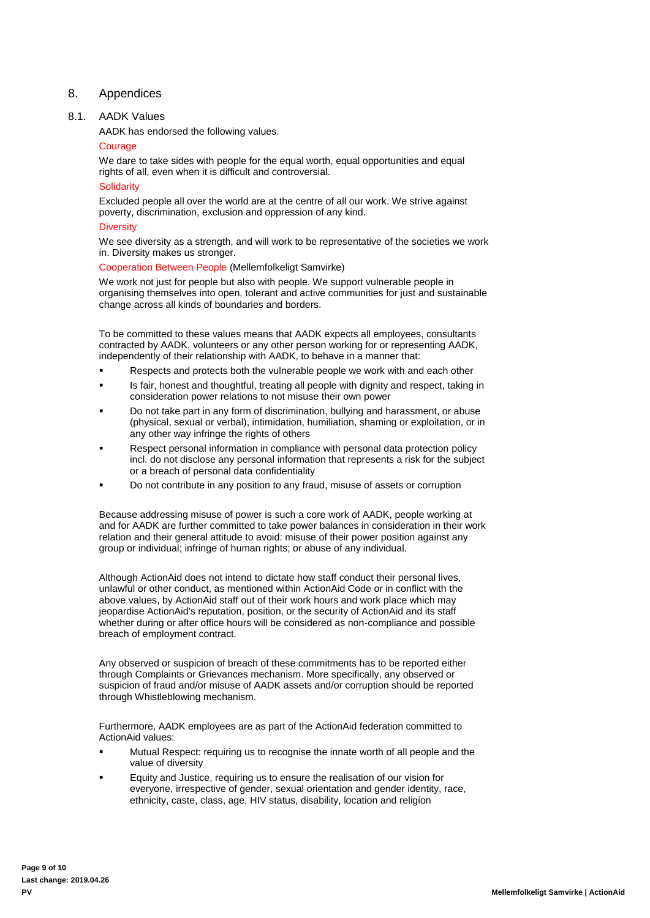## 8. Appendices

### 8.1. AADK Values

AADK has endorsed the following values.

#### Courage

We dare to take sides with people for the equal worth, equal opportunities and equal rights of all, even when it is difficult and controversial.

#### Solidarity

Excluded people all over the world are at the centre of all our work. We strive against poverty, discrimination, exclusion and oppression of any kind.

#### Diversity

We see diversity as a strength, and will work to be representative of the societies we work in. Diversity makes us stronger.

#### Cooperation Between People (Mellemfolkeligt Samvirke)

We work not just for people but also with people. We support vulnerable people in organising themselves into open, tolerant and active communities for just and sustainable change across all kinds of boundaries and borders.

To be committed to these values means that AADK expects all employees, consultants contracted by AADK, volunteers or any other person working for or representing AADK, independently of their relationship with AADK, to behave in a manner that:

- Respects and protects both the vulnerable people we work with and each other
- Is fair, honest and thoughtful, treating all people with dignity and respect, taking in consideration power relations to not misuse their own power
- Do not take part in any form of discrimination, bullying and harassment, or abuse (physical, sexual or verbal), intimidation, humiliation, shaming or exploitation, or in any other way infringe the rights of others
- Respect personal information in compliance with personal data protection policy incl. do not disclose any personal information that represents a risk for the subject or a breach of personal data confidentiality
- Do not contribute in any position to any fraud, misuse of assets or corruption

Because addressing misuse of power is such a core work of AADK, people working at and for AADK are further committed to take power balances in consideration in their work relation and their general attitude to avoid: misuse of their power position against any group or individual; infringe of human rights; or abuse of any individual.

Although ActionAid does not intend to dictate how staff conduct their personal lives, unlawful or other conduct, as mentioned within ActionAid Code or in conflict with the above values, by ActionAid staff out of their work hours and work place which may jeopardise ActionAid's reputation, position, or the security of ActionAid and its staff whether during or after office hours will be considered as non-compliance and possible breach of employment contract.

Any observed or suspicion of breach of these commitments has to be reported either through Complaints or Grievances mechanism. More specifically, any observed or suspicion of fraud and/or misuse of AADK assets and/or corruption should be reported through Whistleblowing mechanism.

Furthermore, AADK employees are as part of the ActionAid federation committed to ActionAid values:

- Mutual Respect: requiring us to recognise the innate worth of all people and the value of diversity
- Equity and Justice, requiring us to ensure the realisation of our vision for everyone, irrespective of gender, sexual orientation and gender identity, race, ethnicity, caste, class, age, HIV status, disability, location and religion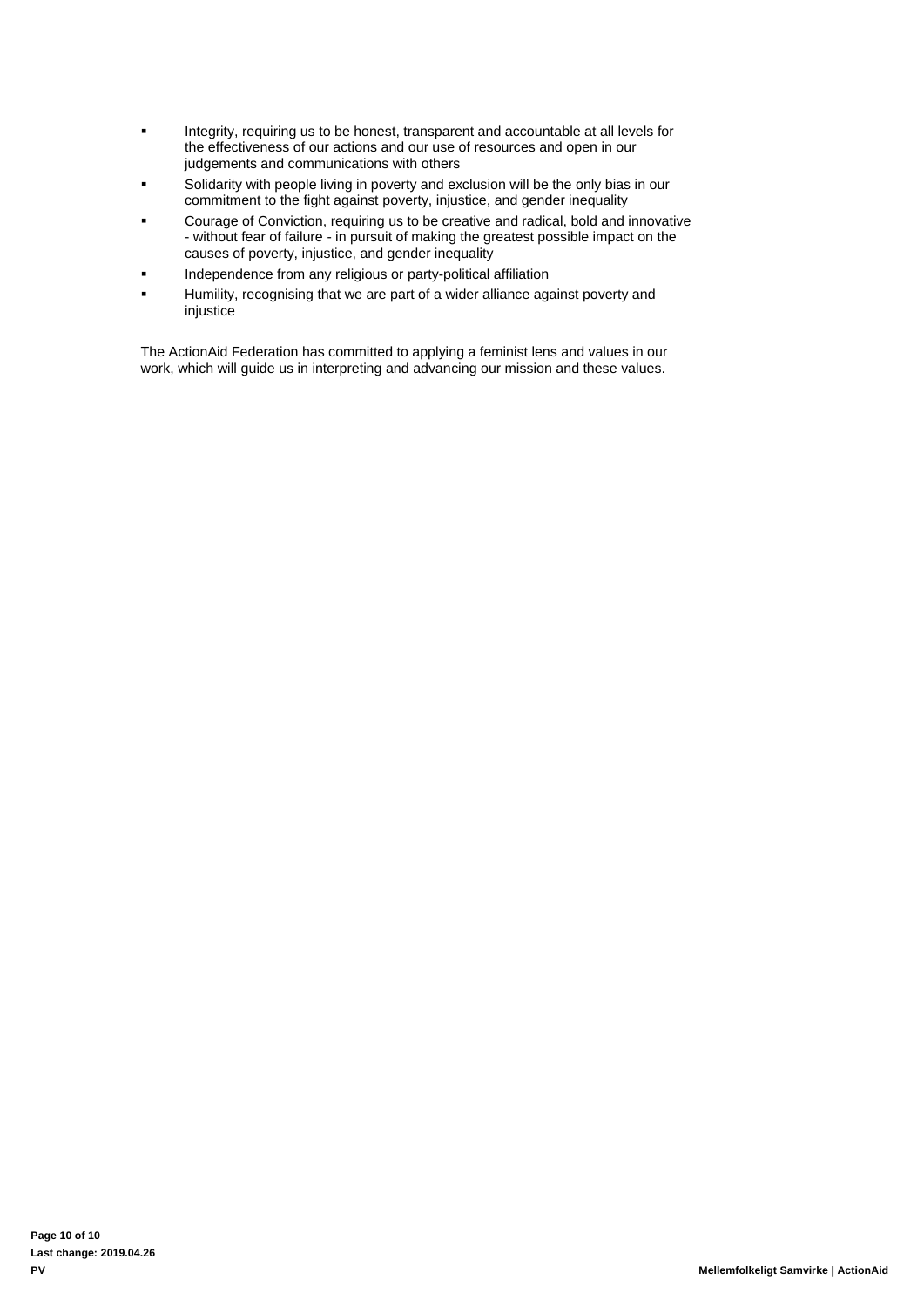- Integrity, requiring us to be honest, transparent and accountable at all levels for the effectiveness of our actions and our use of resources and open in our judgements and communications with others
- Solidarity with people living in poverty and exclusion will be the only bias in our commitment to the fight against poverty, injustice, and gender inequality
- Courage of Conviction, requiring us to be creative and radical, bold and innovative - without fear of failure - in pursuit of making the greatest possible impact on the causes of poverty, injustice, and gender inequality
- Independence from any religious or party-political affiliation
- Humility, recognising that we are part of a wider alliance against poverty and injustice

The ActionAid Federation has committed to applying a feminist lens and values in our work, which will guide us in interpreting and advancing our mission and these values.